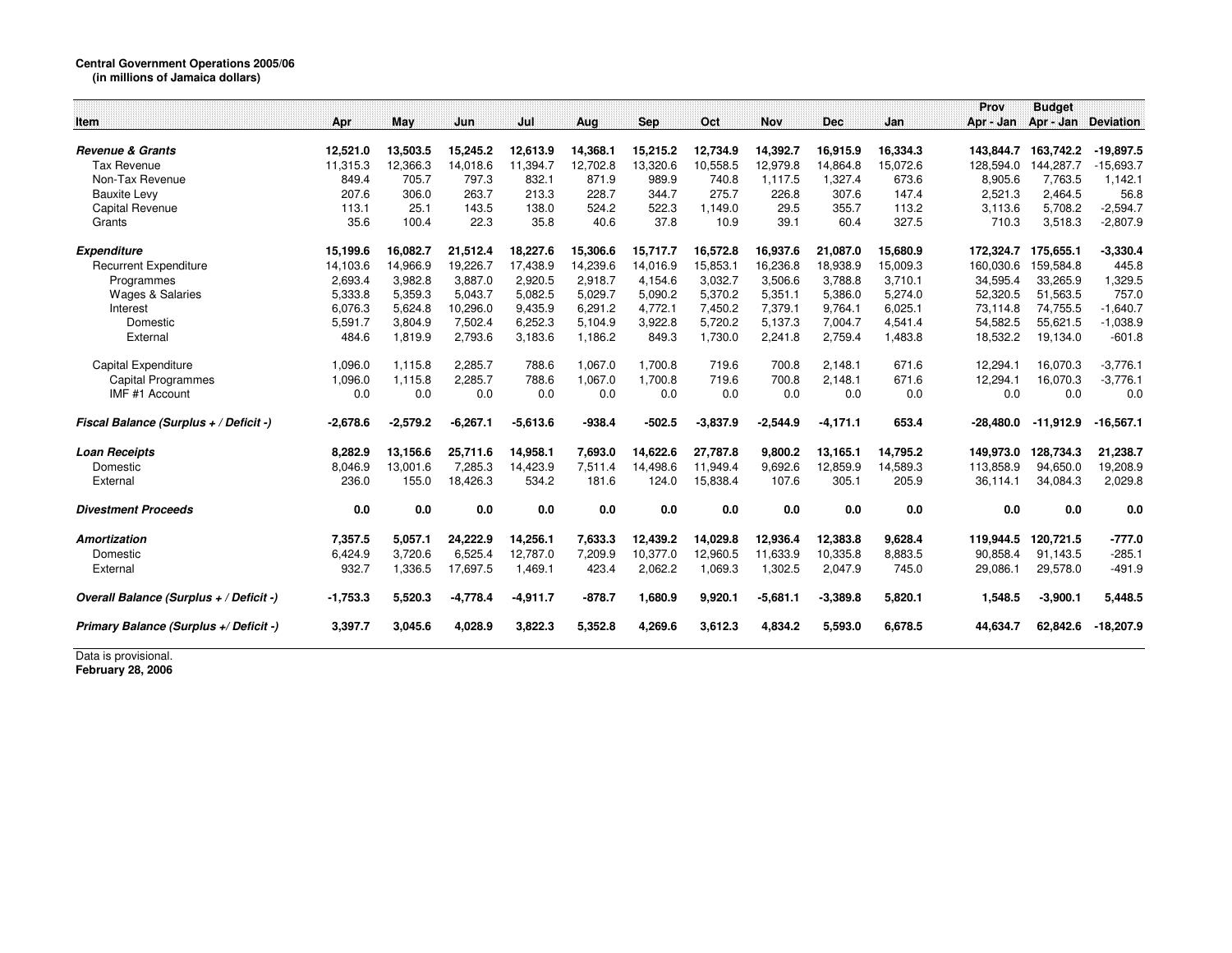**Central Government Operations 2005/06**
**(in millions of Jamaica dollars)**

| Item | Apr | May | Jun | Jul | Aug | Sep | Oct | Nov | Dec | Jan | Prov Apr - Jan | Budget Apr - Jan | Deviation |
|---|---|---|---|---|---|---|---|---|---|---|---|---|---|
| ***Revenue & Grants*** | **12,521.0** | **13,503.5** | **15,245.2** | **12,613.9** | **14,368.1** | **15,215.2** | **12,734.9** | **14,392.7** | **16,915.9** | **16,334.3** | **143,844.7** | **163,742.2** | **-19,897.5** |
| Tax Revenue | 11,315.3 | 12,366.3 | 14,018.6 | 11,394.7 | 12,702.8 | 13,320.6 | 10,558.5 | 12,979.8 | 14,864.8 | 15,072.6 | 128,594.0 | 144,287.7 | -15,693.7 |
| Non-Tax Revenue | 849.4 | 705.7 | 797.3 | 832.1 | 871.9 | 989.9 | 740.8 | 1,117.5 | 1,327.4 | 673.6 | 8,905.6 | 7,763.5 | 1,142.1 |
| Bauxite Levy | 207.6 | 306.0 | 263.7 | 213.3 | 228.7 | 344.7 | 275.7 | 226.8 | 307.6 | 147.4 | 2,521.3 | 2,464.5 | 56.8 |
| Capital Revenue | 113.1 | 25.1 | 143.5 | 138.0 | 524.2 | 522.3 | 1,149.0 | 29.5 | 355.7 | 113.2 | 3,113.6 | 5,708.2 | -2,594.7 |
| Grants | 35.6 | 100.4 | 22.3 | 35.8 | 40.6 | 37.8 | 10.9 | 39.1 | 60.4 | 327.5 | 710.3 | 3,518.3 | -2,807.9 |
| ***Expenditure*** | **15,199.6** | **16,082.7** | **21,512.4** | **18,227.6** | **15,306.6** | **15,717.7** | **16,572.8** | **16,937.6** | **21,087.0** | **15,680.9** | **172,324.7** | **175,655.1** | **-3,330.4** |
| Recurrent Expenditure | 14,103.6 | 14,966.9 | 19,226.7 | 17,438.9 | 14,239.6 | 14,016.9 | 15,853.1 | 16,236.8 | 18,938.9 | 15,009.3 | 160,030.6 | 159,584.8 | 445.8 |
| Programmes | 2,693.4 | 3,982.8 | 3,887.0 | 2,920.5 | 2,918.7 | 4,154.6 | 3,032.7 | 3,506.6 | 3,788.8 | 3,710.1 | 34,595.4 | 33,265.9 | 1,329.5 |
| Wages & Salaries | 5,333.8 | 5,359.3 | 5,043.7 | 5,082.5 | 5,029.7 | 5,090.2 | 5,370.2 | 5,351.1 | 5,386.0 | 5,274.0 | 52,320.5 | 51,563.5 | 757.0 |
| Interest | 6,076.3 | 5,624.8 | 10,296.0 | 9,435.9 | 6,291.2 | 4,772.1 | 7,450.2 | 7,379.1 | 9,764.1 | 6,025.1 | 73,114.8 | 74,755.5 | -1,640.7 |
| Domestic | 5,591.7 | 3,804.9 | 7,502.4 | 6,252.3 | 5,104.9 | 3,922.8 | 5,720.2 | 5,137.3 | 7,004.7 | 4,541.4 | 54,582.5 | 55,621.5 | -1,038.9 |
| External | 484.6 | 1,819.9 | 2,793.6 | 3,183.6 | 1,186.2 | 849.3 | 1,730.0 | 2,241.8 | 2,759.4 | 1,483.8 | 18,532.2 | 19,134.0 | -601.8 |
| Capital Expenditure | 1,096.0 | 1,115.8 | 2,285.7 | 788.6 | 1,067.0 | 1,700.8 | 719.6 | 700.8 | 2,148.1 | 671.6 | 12,294.1 | 16,070.3 | -3,776.1 |
| Capital Programmes | 1,096.0 | 1,115.8 | 2,285.7 | 788.6 | 1,067.0 | 1,700.8 | 719.6 | 700.8 | 2,148.1 | 671.6 | 12,294.1 | 16,070.3 | -3,776.1 |
| IMF #1 Account | 0.0 | 0.0 | 0.0 | 0.0 | 0.0 | 0.0 | 0.0 | 0.0 | 0.0 | 0.0 | 0.0 | 0.0 | 0.0 |
| ***Fiscal Balance (Surplus + / Deficit -)*** | **-2,678.6** | **-2,579.2** | **-6,267.1** | **-5,613.6** | **-938.4** | **-502.5** | **-3,837.9** | **-2,544.9** | **-4,171.1** | **653.4** | **-28,480.0** | **-11,912.9** | **-16,567.1** |
| ***Loan Receipts*** | **8,282.9** | **13,156.6** | **25,711.6** | **14,958.1** | **7,693.0** | **14,622.6** | **27,787.8** | **9,800.2** | **13,165.1** | **14,795.2** | **149,973.0** | **128,734.3** | **21,238.7** |
| Domestic | 8,046.9 | 13,001.6 | 7,285.3 | 14,423.9 | 7,511.4 | 14,498.6 | 11,949.4 | 9,692.6 | 12,859.9 | 14,589.3 | 113,858.9 | 94,650.0 | 19,208.9 |
| External | 236.0 | 155.0 | 18,426.3 | 534.2 | 181.6 | 124.0 | 15,838.4 | 107.6 | 305.1 | 205.9 | 36,114.1 | 34,084.3 | 2,029.8 |
| ***Divestment Proceeds*** | **0.0** | **0.0** | **0.0** | **0.0** | **0.0** | **0.0** | **0.0** | **0.0** | **0.0** | **0.0** | **0.0** | **0.0** | **0.0** |
| ***Amortization*** | **7,357.5** | **5,057.1** | **24,222.9** | **14,256.1** | **7,633.3** | **12,439.2** | **14,029.8** | **12,936.4** | **12,383.8** | **9,628.4** | **119,944.5** | **120,721.5** | **-777.0** |
| Domestic | 6,424.9 | 3,720.6 | 6,525.4 | 12,787.0 | 7,209.9 | 10,377.0 | 12,960.5 | 11,633.9 | 10,335.8 | 8,883.5 | 90,858.4 | 91,143.5 | -285.1 |
| External | 932.7 | 1,336.5 | 17,697.5 | 1,469.1 | 423.4 | 2,062.2 | 1,069.3 | 1,302.5 | 2,047.9 | 745.0 | 29,086.1 | 29,578.0 | -491.9 |
| ***Overall Balance (Surplus + / Deficit -)*** | **-1,753.3** | **5,520.3** | **-4,778.4** | **-4,911.7** | **-878.7** | **1,680.9** | **9,920.1** | **-5,681.1** | **-3,389.8** | **5,820.1** | **1,548.5** | **-3,900.1** | **5,448.5** |
| ***Primary Balance (Surplus +/ Deficit -)*** | **3,397.7** | **3,045.6** | **4,028.9** | **3,822.3** | **5,352.8** | **4,269.6** | **3,612.3** | **4,834.2** | **5,593.0** | **6,678.5** | **44,634.7** | **62,842.6** | **-18,207.9** |

Data is provisional.
**February 28, 2006**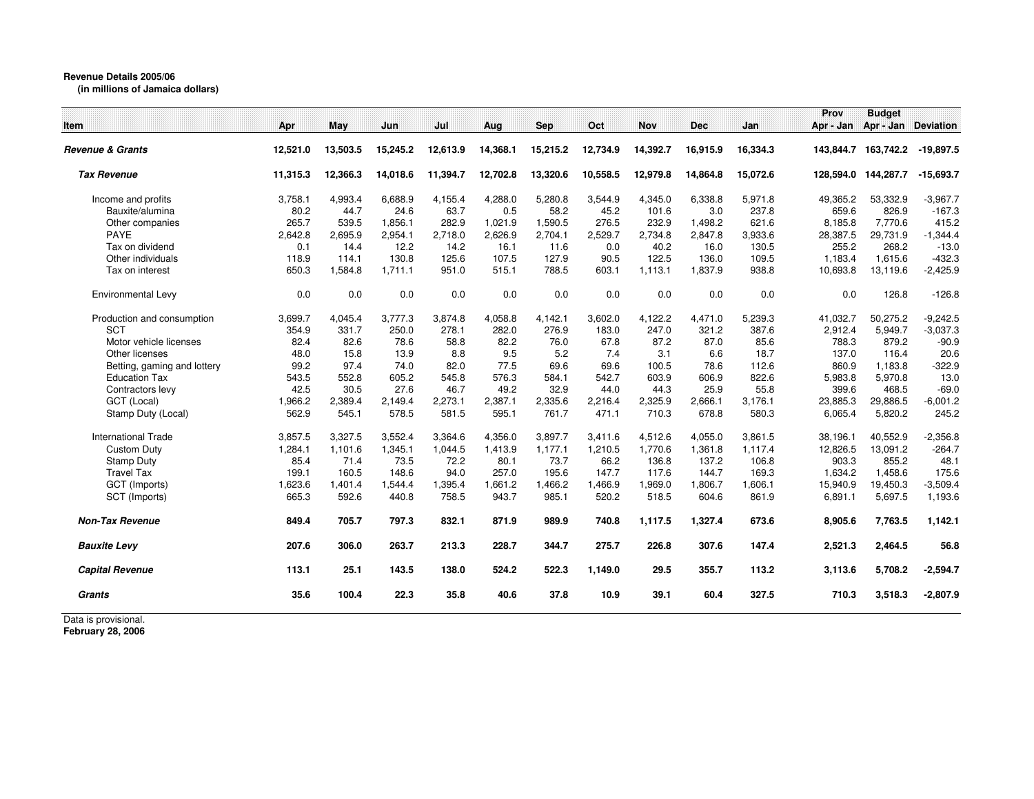**Revenue Details 2005/06**

**(in millions of Jamaica dollars)**

| Item | Apr | May | Jun | Jul | Aug | Sep | Oct | Nov | Dec | Jan | Prov Apr - Jan | Budget Apr - Jan | Deviation |
|---|---|---|---|---|---|---|---|---|---|---|---|---|---|
| ***Revenue & Grants*** | **12,521.0** | **13,503.5** | **15,245.2** | **12,613.9** | **14,368.1** | **15,215.2** | **12,734.9** | **14,392.7** | **16,915.9** | **16,334.3** | **143,844.7** | **163,742.2** | **-19,897.5** |
| ***Tax Revenue*** | **11,315.3** | **12,366.3** | **14,018.6** | **11,394.7** | **12,702.8** | **13,320.6** | **10,558.5** | **12,979.8** | **14,864.8** | **15,072.6** | **128,594.0** | **144,287.7** | **-15,693.7** |
| Income and profits | 3,758.1 | 4,993.4 | 6,688.9 | 4,155.4 | 4,288.0 | 5,280.8 | 3,544.9 | 4,345.0 | 6,338.8 | 5,971.8 | 49,365.2 | 53,332.9 | -3,967.7 |
| Bauxite/alumina | 80.2 | 44.7 | 24.6 | 63.7 | 0.5 | 58.2 | 45.2 | 101.6 | 3.0 | 237.8 | 659.6 | 826.9 | -167.3 |
| Other companies | 265.7 | 539.5 | 1,856.1 | 282.9 | 1,021.9 | 1,590.5 | 276.5 | 232.9 | 1,498.2 | 621.6 | 8,185.8 | 7,770.6 | 415.2 |
| PAYE | 2,642.8 | 2,695.9 | 2,954.1 | 2,718.0 | 2,626.9 | 2,704.1 | 2,529.7 | 2,734.8 | 2,847.8 | 3,933.6 | 28,387.5 | 29,731.9 | -1,344.4 |
| Tax on dividend | 0.1 | 14.4 | 12.2 | 14.2 | 16.1 | 11.6 | 0.0 | 40.2 | 16.0 | 130.5 | 255.2 | 268.2 | -13.0 |
| Other individuals | 118.9 | 114.1 | 130.8 | 125.6 | 107.5 | 127.9 | 90.5 | 122.5 | 136.0 | 109.5 | 1,183.4 | 1,615.6 | -432.3 |
| Tax on interest | 650.3 | 1,584.8 | 1,711.1 | 951.0 | 515.1 | 788.5 | 603.1 | 1,113.1 | 1,837.9 | 938.8 | 10,693.8 | 13,119.6 | -2,425.9 |
| Environmental Levy | 0.0 | 0.0 | 0.0 | 0.0 | 0.0 | 0.0 | 0.0 | 0.0 | 0.0 | 0.0 | 0.0 | 126.8 | -126.8 |
| Production and consumption | 3,699.7 | 4,045.4 | 3,777.3 | 3,874.8 | 4,058.8 | 4,142.1 | 3,602.0 | 4,122.2 | 4,471.0 | 5,239.3 | 41,032.7 | 50,275.2 | -9,242.5 |
| SCT | 354.9 | 331.7 | 250.0 | 278.1 | 282.0 | 276.9 | 183.0 | 247.0 | 321.2 | 387.6 | 2,912.4 | 5,949.7 | -3,037.3 |
| Motor vehicle licenses | 82.4 | 82.6 | 78.6 | 58.8 | 82.2 | 76.0 | 67.8 | 87.2 | 87.0 | 85.6 | 788.3 | 879.2 | -90.9 |
| Other licenses | 48.0 | 15.8 | 13.9 | 8.8 | 9.5 | 5.2 | 7.4 | 3.1 | 6.6 | 18.7 | 137.0 | 116.4 | 20.6 |
| Betting, gaming and lottery | 99.2 | 97.4 | 74.0 | 82.0 | 77.5 | 69.6 | 69.6 | 100.5 | 78.6 | 112.6 | 860.9 | 1,183.8 | -322.9 |
| Education Tax | 543.5 | 552.8 | 605.2 | 545.8 | 576.3 | 584.1 | 542.7 | 603.9 | 606.9 | 822.6 | 5,983.8 | 5,970.8 | 13.0 |
| Contractors levy | 42.5 | 30.5 | 27.6 | 46.7 | 49.2 | 32.9 | 44.0 | 44.3 | 25.9 | 55.8 | 399.6 | 468.5 | -69.0 |
| GCT (Local) | 1,966.2 | 2,389.4 | 2,149.4 | 2,273.1 | 2,387.1 | 2,335.6 | 2,216.4 | 2,325.9 | 2,666.1 | 3,176.1 | 23,885.3 | 29,886.5 | -6,001.2 |
| Stamp Duty (Local) | 562.9 | 545.1 | 578.5 | 581.5 | 595.1 | 761.7 | 471.1 | 710.3 | 678.8 | 580.3 | 6,065.4 | 5,820.2 | 245.2 |
| International Trade | 3,857.5 | 3,327.5 | 3,552.4 | 3,364.6 | 4,356.0 | 3,897.7 | 3,411.6 | 4,512.6 | 4,055.0 | 3,861.5 | 38,196.1 | 40,552.9 | -2,356.8 |
| Custom Duty | 1,284.1 | 1,101.6 | 1,345.1 | 1,044.5 | 1,413.9 | 1,177.1 | 1,210.5 | 1,770.6 | 1,361.8 | 1,117.4 | 12,826.5 | 13,091.2 | -264.7 |
| Stamp Duty | 85.4 | 71.4 | 73.5 | 72.2 | 80.1 | 73.7 | 66.2 | 136.8 | 137.2 | 106.8 | 903.3 | 855.2 | 48.1 |
| Travel Tax | 199.1 | 160.5 | 148.6 | 94.0 | 257.0 | 195.6 | 147.7 | 117.6 | 144.7 | 169.3 | 1,634.2 | 1,458.6 | 175.6 |
| GCT (Imports) | 1,623.6 | 1,401.4 | 1,544.4 | 1,395.4 | 1,661.2 | 1,466.2 | 1,466.9 | 1,969.0 | 1,806.7 | 1,606.1 | 15,940.9 | 19,450.3 | -3,509.4 |
| SCT (Imports) | 665.3 | 592.6 | 440.8 | 758.5 | 943.7 | 985.1 | 520.2 | 518.5 | 604.6 | 861.9 | 6,891.1 | 5,697.5 | 1,193.6 |
| ***Non-Tax Revenue*** | **849.4** | **705.7** | **797.3** | **832.1** | **871.9** | **989.9** | **740.8** | **1,117.5** | **1,327.4** | **673.6** | **8,905.6** | **7,763.5** | **1,142.1** |
| ***Bauxite Levy*** | **207.6** | **306.0** | **263.7** | **213.3** | **228.7** | **344.7** | **275.7** | **226.8** | **307.6** | **147.4** | **2,521.3** | **2,464.5** | **56.8** |
| ***Capital Revenue*** | **113.1** | **25.1** | **143.5** | **138.0** | **524.2** | **522.3** | **1,149.0** | **29.5** | **355.7** | **113.2** | **3,113.6** | **5,708.2** | **-2,594.7** |
| ***Grants*** | **35.6** | **100.4** | **22.3** | **35.8** | **40.6** | **37.8** | **10.9** | **39.1** | **60.4** | **327.5** | **710.3** | **3,518.3** | **-2,807.9** |

Data is provisional.

**February 28, 2006**